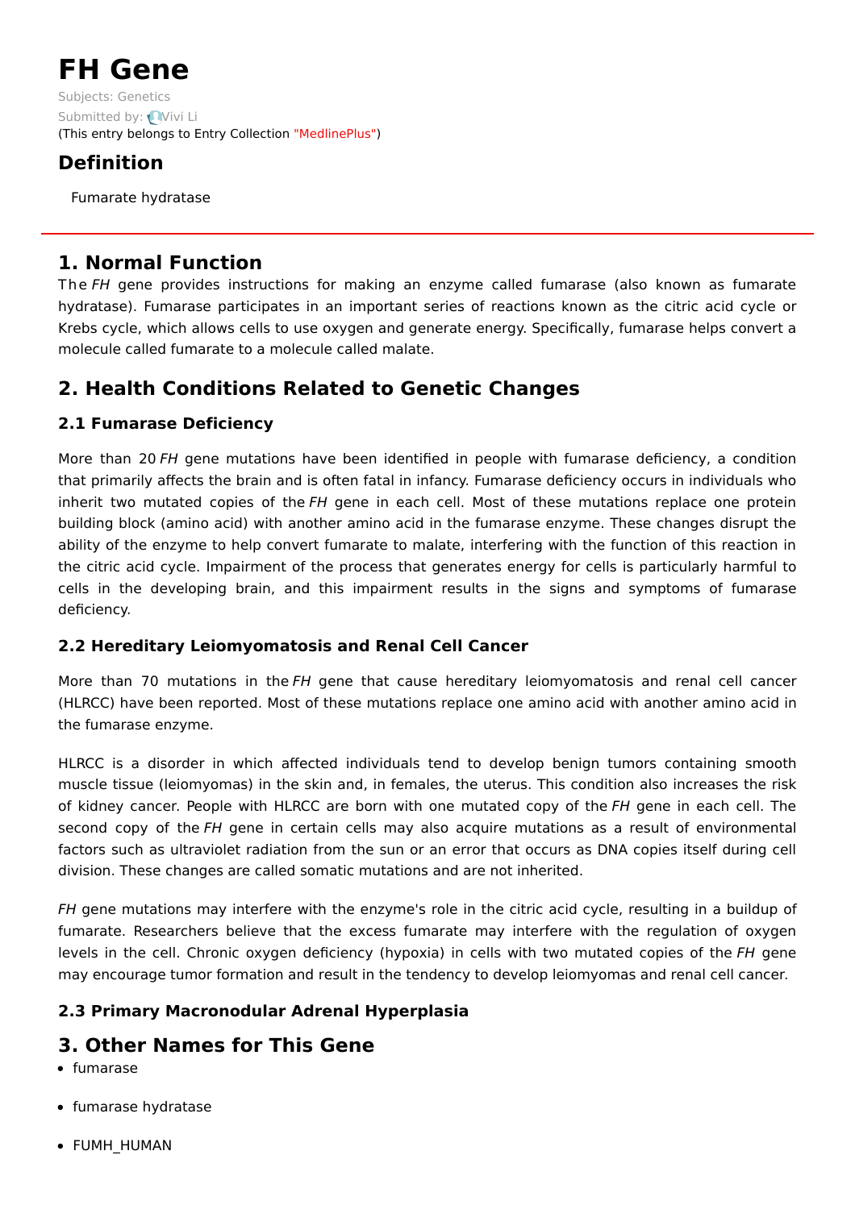# FH Gene

Subjects: Genetics

Submitted by: Vivi Li

(This entry belongs to Entry Collection "MedlinePlus")

## Definition

Fumarate hydratase

## 1. Normal Function

The *FH* gene provides instructions for making an enzyme called fumarase (also known as fumarate hydratase). Fumarase participates in an important series of reactions known as the citric acid cycle or Krebs cycle, which allows cells to use oxygen and generate energy. Specifically, fumarase helps convert a molecule called fumarate to a molecule called malate.

## 2. Health Conditions Related to Genetic Changes

### 2.1 Fumarase Deficiency

More than 20 *FH* gene mutations have been identified in people with fumarase deficiency, a condition that primarily affects the brain and is often fatal in infancy. Fumarase deficiency occurs in individuals who inherit two mutated copies of the *FH* gene in each cell. Most of these mutations replace one protein building block (amino acid) with another amino acid in the fumarase enzyme. These changes disrupt the ability of the enzyme to help convert fumarate to malate, interfering with the function of this reaction in the citric acid cycle. Impairment of the process that generates energy for cells is particularly harmful to cells in the developing brain, and this impairment results in the signs and symptoms of fumarase deficiency.

### 2.2 Hereditary Leiomyomatosis and Renal Cell Cancer

More than 70 mutations in the *FH* gene that cause hereditary leiomyomatosis and renal cell cancer (HLRCC) have been reported. Most of these mutations replace one amino acid with another amino acid in the fumarase enzyme.

HLRCC is a disorder in which affected individuals tend to develop benign tumors containing smooth muscle tissue (leiomyomas) in the skin and, in females, the uterus. This condition also increases the risk of kidney cancer. People with HLRCC are born with one mutated copy of the *FH* gene in each cell. The second copy of the *FH* gene in certain cells may also acquire mutations as a result of environmental factors such as ultraviolet radiation from the sun or an error that occurs as DNA copies itself during cell division. These changes are called somatic mutations and are not inherited.

*FH* gene mutations may interfere with the enzyme's role in the citric acid cycle, resulting in a buildup of fumarate. Researchers believe that the excess fumarate may interfere with the regulation of oxygen levels in the cell. Chronic oxygen deficiency (hypoxia) in cells with two mutated copies of the *FH* gene may encourage tumor formation and result in the tendency to develop leiomyomas and renal cell cancer.

### 2.3 Primary Macronodular Adrenal Hyperplasia

## 3. Other Names for This Gene

- fumarase
- fumarase hydratase
- FUMH_HUMAN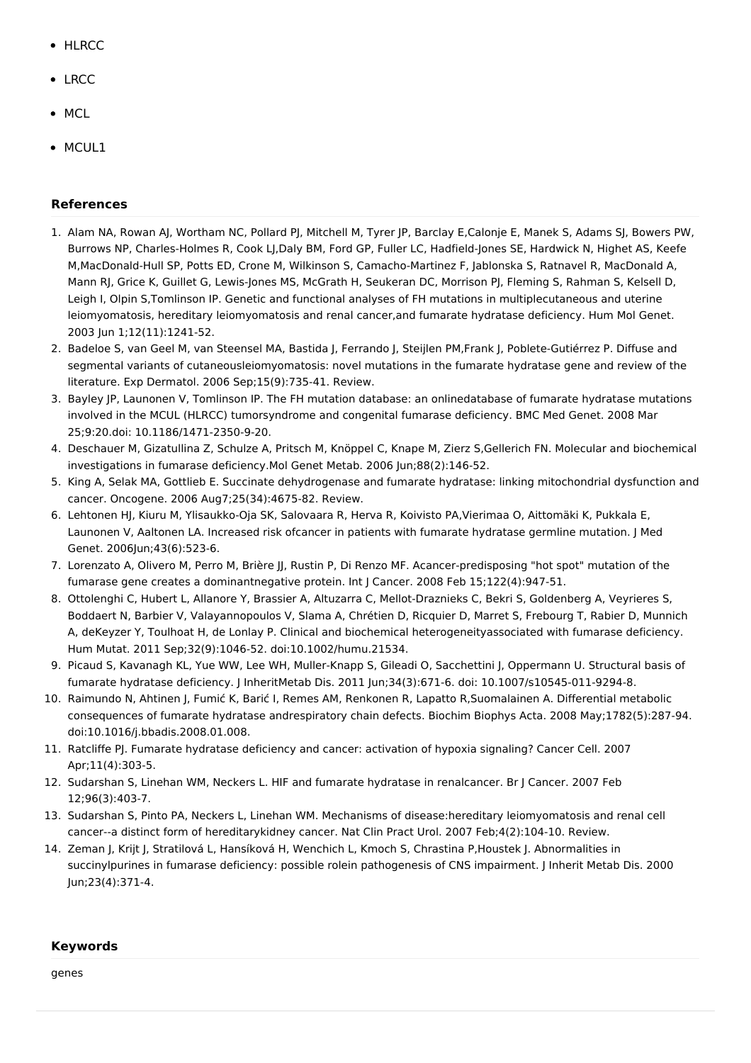- HLRCC
- LRCC
- MCL
- MCUL1

## References

1. Alam NA, Rowan AJ, Wortham NC, Pollard PJ, Mitchell M, Tyrer JP, Barclay E,Calonje E, Manek S, Adams SJ, Bowers PW, Burrows NP, Charles-Holmes R, Cook LJ,Daly BM, Ford GP, Fuller LC, Hadfield-Jones SE, Hardwick N, Highet AS, Keefe M,MacDonald-Hull SP, Potts ED, Crone M, Wilkinson S, Camacho-Martinez F, Jablonska S, Ratnavel R, MacDonald A, Mann RJ, Grice K, Guillet G, Lewis-Jones MS, McGrath H, Seukeran DC, Morrison PJ, Fleming S, Rahman S, Kelsell D, Leigh I, Olpin S,Tomlinson IP. Genetic and functional analyses of FH mutations in multiplecutaneous and uterine leiomyomatosis, hereditary leiomyomatosis and renal cancer,and fumarate hydratase deficiency. Hum Mol Genet. 2003 Jun 1;12(11):1241-52.
2. Badeloe S, van Geel M, van Steensel MA, Bastida J, Ferrando J, Steijlen PM,Frank J, Poblete-Gutiérrez P. Diffuse and segmental variants of cutaneousleiomyomatosis: novel mutations in the fumarate hydratase gene and review of the literature. Exp Dermatol. 2006 Sep;15(9):735-41. Review.
3. Bayley JP, Launonen V, Tomlinson IP. The FH mutation database: an onlinedatabase of fumarate hydratase mutations involved in the MCUL (HLRCC) tumorsyndrome and congenital fumarase deficiency. BMC Med Genet. 2008 Mar 25;9:20.doi: 10.1186/1471-2350-9-20.
4. Deschauer M, Gizatullina Z, Schulze A, Pritsch M, Knöppel C, Knape M, Zierz S,Gellerich FN. Molecular and biochemical investigations in fumarase deficiency.Mol Genet Metab. 2006 Jun;88(2):146-52.
5. King A, Selak MA, Gottlieb E. Succinate dehydrogenase and fumarate hydratase: linking mitochondrial dysfunction and cancer. Oncogene. 2006 Aug7;25(34):4675-82. Review.
6. Lehtonen HJ, Kiuru M, Ylisaukko-Oja SK, Salovaara R, Herva R, Koivisto PA,Vierimaa O, Aittomäki K, Pukkala E, Launonen V, Aaltonen LA. Increased risk ofcancer in patients with fumarate hydratase germline mutation. J Med Genet. 2006Jun;43(6):523-6.
7. Lorenzato A, Olivero M, Perro M, Brière JJ, Rustin P, Di Renzo MF. Acancer-predisposing "hot spot" mutation of the fumarase gene creates a dominantnegative protein. Int J Cancer. 2008 Feb 15;122(4):947-51.
8. Ottolenghi C, Hubert L, Allanore Y, Brassier A, Altuzarra C, Mellot-Draznieks C, Bekri S, Goldenberg A, Veyrieres S, Boddaert N, Barbier V, Valayannopoulos V, Slama A, Chrétien D, Ricquier D, Marret S, Frebourg T, Rabier D, Munnich A, deKeyzer Y, Toulhoat H, de Lonlay P. Clinical and biochemical heterogeneityassociated with fumarase deficiency. Hum Mutat. 2011 Sep;32(9):1046-52. doi:10.1002/humu.21534.
9. Picaud S, Kavanagh KL, Yue WW, Lee WH, Muller-Knapp S, Gileadi O, Sacchettini J, Oppermann U. Structural basis of fumarate hydratase deficiency. J InheritMetab Dis. 2011 Jun;34(3):671-6. doi: 10.1007/s10545-011-9294-8.
10. Raimundo N, Ahtinen J, Fumić K, Barić I, Remes AM, Renkonen R, Lapatto R,Suomalainen A. Differential metabolic consequences of fumarate hydratase andrespiratory chain defects. Biochim Biophys Acta. 2008 May;1782(5):287-94. doi:10.1016/j.bbadis.2008.01.008.
11. Ratcliffe PJ. Fumarate hydratase deficiency and cancer: activation of hypoxia signaling? Cancer Cell. 2007 Apr;11(4):303-5.
12. Sudarshan S, Linehan WM, Neckers L. HIF and fumarate hydratase in renalcancer. Br J Cancer. 2007 Feb 12;96(3):403-7.
13. Sudarshan S, Pinto PA, Neckers L, Linehan WM. Mechanisms of disease:hereditary leiomyomatosis and renal cell cancer--a distinct form of hereditarykidney cancer. Nat Clin Pract Urol. 2007 Feb;4(2):104-10. Review.
14. Zeman J, Krijt J, Stratilová L, Hansíková H, Wenchich L, Kmoch S, Chrastina P,Houstek J. Abnormalities in succinylpurines in fumarase deficiency: possible rolein pathogenesis of CNS impairment. J Inherit Metab Dis. 2000 Jun;23(4):371-4.

## Keywords

genes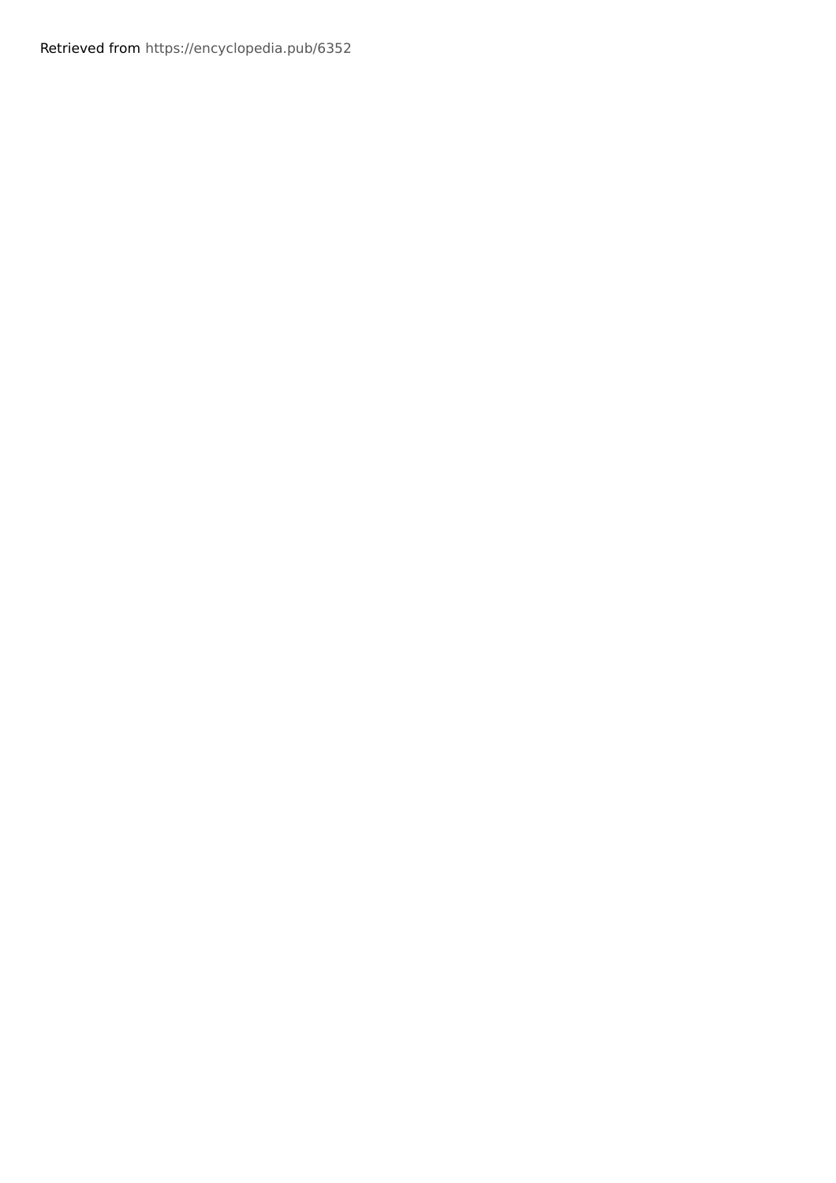Retrieved from https://encyclopedia.pub/6352